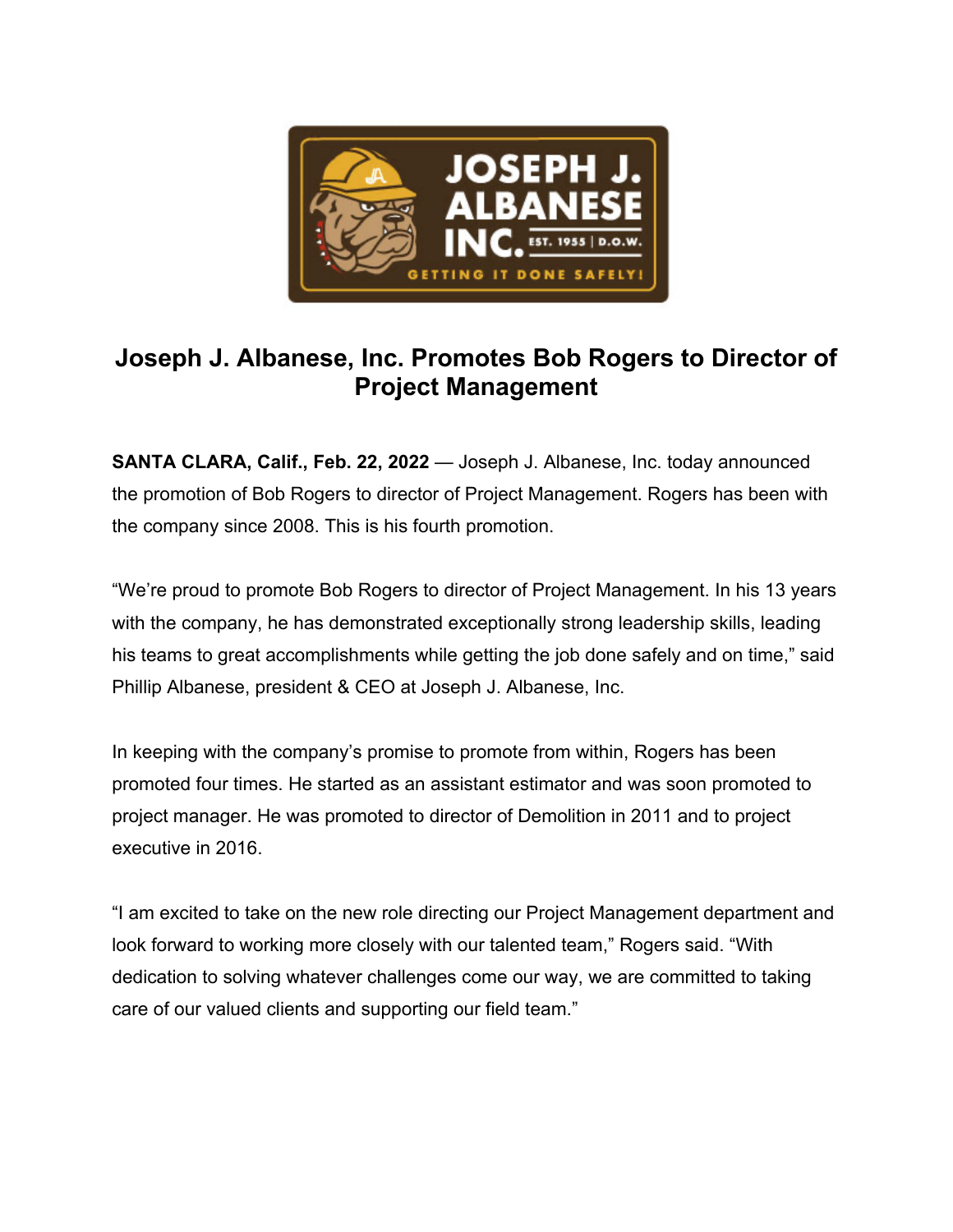# Joseph J. Albanese, Inc. Promotes Bob Rogers to Director of Project Management

**SANTA CLARA, Calif., Feb. 22, 2022** — Joseph J. Albanese, Inc. today announced the promotion of Bob Rogers to director of Project Management. Rogers has been with the company since 2008. This is his fourth promotion.

"We're proud to promote Bob Rogers to director of Project Management. In his 13 years with the company, he has demonstrated exceptionally strong leadership skills, leading his teams to great accomplishments while getting the job done safely and on time," said Phillip Albanese, president & CEO at Joseph J. Albanese, Inc.

In keeping with the company's promise to promote from within, Rogers has been promoted four times. He started as an assistant estimator and was soon promoted to project manager. He was promoted to director of Demolition in 2011 and to project executive in 2016.

"I am excited to take on the new role directing our Project Management department and look forward to working more closely with our talented team," Rogers said. "With dedication to solving whatever challenges come our way, we are committed to taking care of our valued clients and supporting our field team."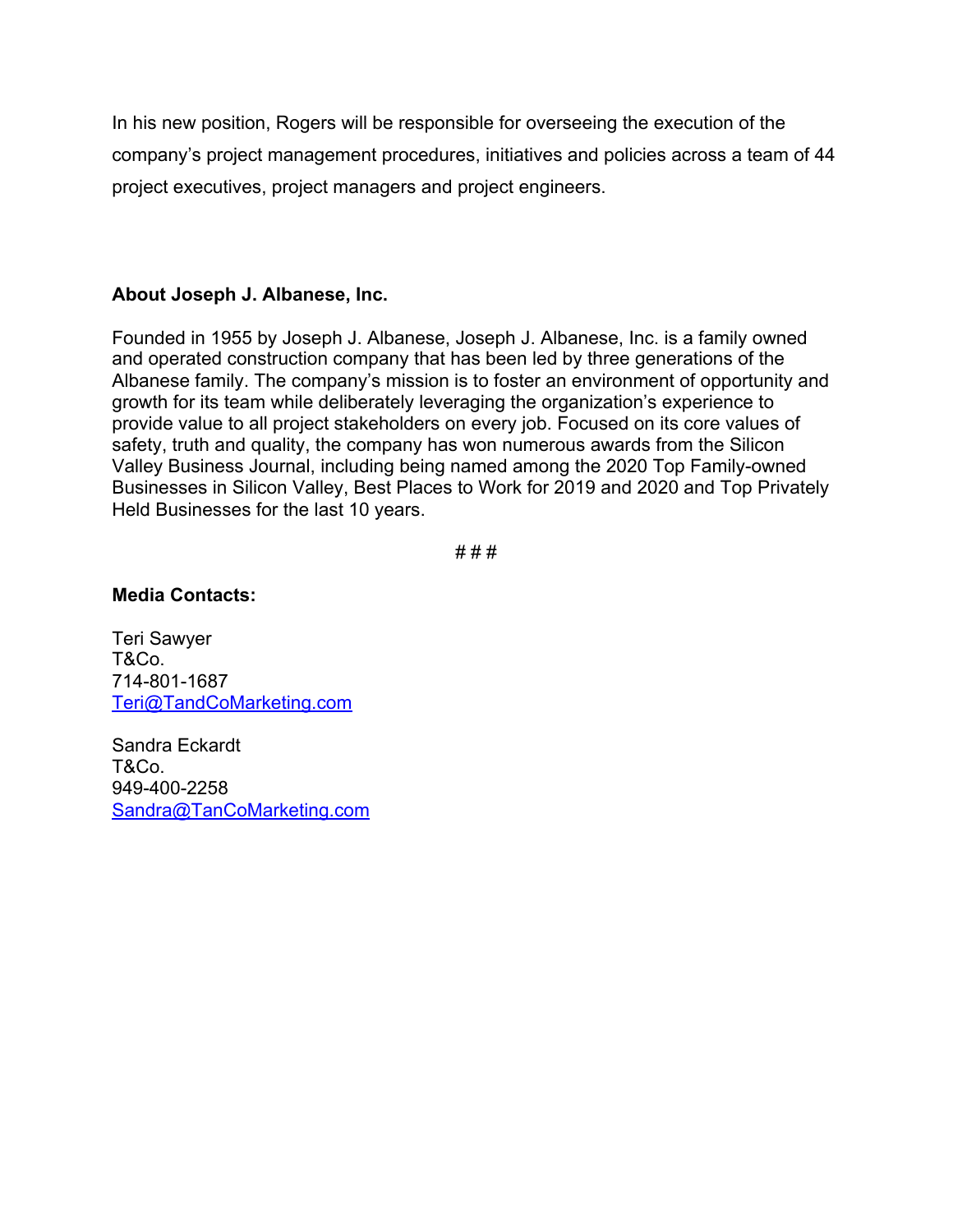In his new position, Rogers will be responsible for overseeing the execution of the company's project management procedures, initiatives and policies across a team of 44 project executives, project managers and project engineers.

**About Joseph J. Albanese, Inc.**

Founded in 1955 by Joseph J. Albanese, Joseph J. Albanese, Inc. is a family owned and operated construction company that has been led by three generations of the Albanese family. The company's mission is to foster an environment of opportunity and growth for its team while deliberately leveraging the organization's experience to provide value to all project stakeholders on every job. Focused on its core values of safety, truth and quality, the company has won numerous awards from the Silicon Valley Business Journal, including being named among the 2020 Top Family-owned Businesses in Silicon Valley, Best Places to Work for 2019 and 2020 and Top Privately Held Businesses for the last 10 years.

# # #

**Media Contacts:**

Teri Sawyer
T&Co.
714-801-1687
Teri@TandCoMarketing.com

Sandra Eckardt
T&Co.
949-400-2258
Sandra@TanCoMarketing.com